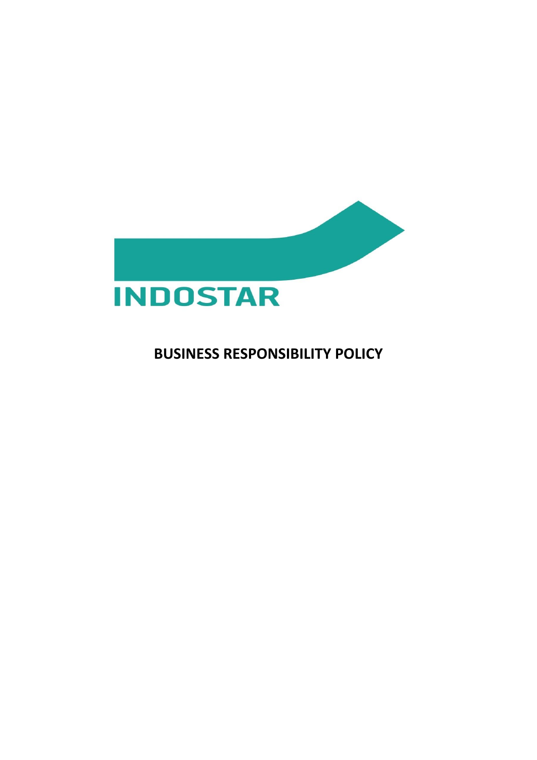INDOSTAR

# BUSINESS RESPONSIBILITY POLICY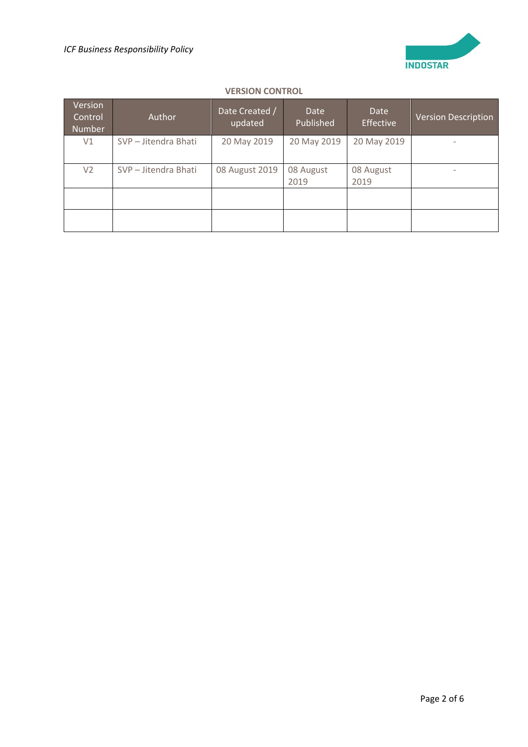**VERSION CONTROL**

| Version Control Number | Author | Date Created / updated | Date Published | Date Effective | Version Description |
|---|---|---|---|---|---|
| V1 | SVP – Jitendra Bhati | 20 May 2019 | 20 May 2019 | 20 May 2019 | - |
| V2 | SVP – Jitendra Bhati | 08 August 2019 | 08 August 2019 | 08 August 2019 | - |
| | | | | | |
| | | | | | |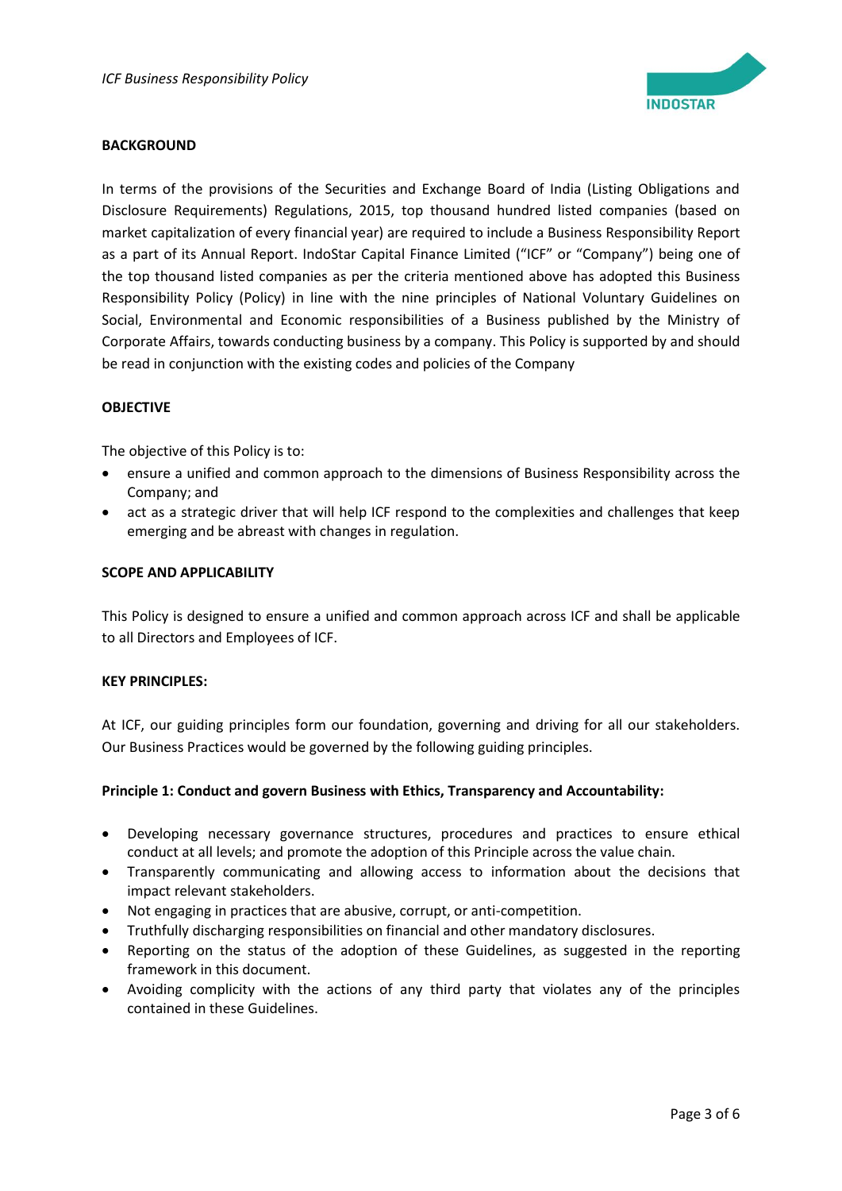**BACKGROUND**

In terms of the provisions of the Securities and Exchange Board of India (Listing Obligations and Disclosure Requirements) Regulations, 2015, top thousand hundred listed companies (based on market capitalization of every financial year) are required to include a Business Responsibility Report as a part of its Annual Report. IndoStar Capital Finance Limited ("ICF" or "Company") being one of the top thousand listed companies as per the criteria mentioned above has adopted this Business Responsibility Policy (Policy) in line with the nine principles of National Voluntary Guidelines on Social, Environmental and Economic responsibilities of a Business published by the Ministry of Corporate Affairs, towards conducting business by a company. This Policy is supported by and should be read in conjunction with the existing codes and policies of the Company

**OBJECTIVE**

The objective of this Policy is to:

- ensure a unified and common approach to the dimensions of Business Responsibility across the Company; and
- act as a strategic driver that will help ICF respond to the complexities and challenges that keep emerging and be abreast with changes in regulation.

**SCOPE AND APPLICABILITY**

This Policy is designed to ensure a unified and common approach across ICF and shall be applicable to all Directors and Employees of ICF.

**KEY PRINCIPLES:**

At ICF, our guiding principles form our foundation, governing and driving for all our stakeholders. Our Business Practices would be governed by the following guiding principles.

**Principle 1: Conduct and govern Business with Ethics, Transparency and Accountability:**

- Developing necessary governance structures, procedures and practices to ensure ethical conduct at all levels; and promote the adoption of this Principle across the value chain.
- Transparently communicating and allowing access to information about the decisions that impact relevant stakeholders.
- Not engaging in practices that are abusive, corrupt, or anti-competition.
- Truthfully discharging responsibilities on financial and other mandatory disclosures.
- Reporting on the status of the adoption of these Guidelines, as suggested in the reporting framework in this document.
- Avoiding complicity with the actions of any third party that violates any of the principles contained in these Guidelines.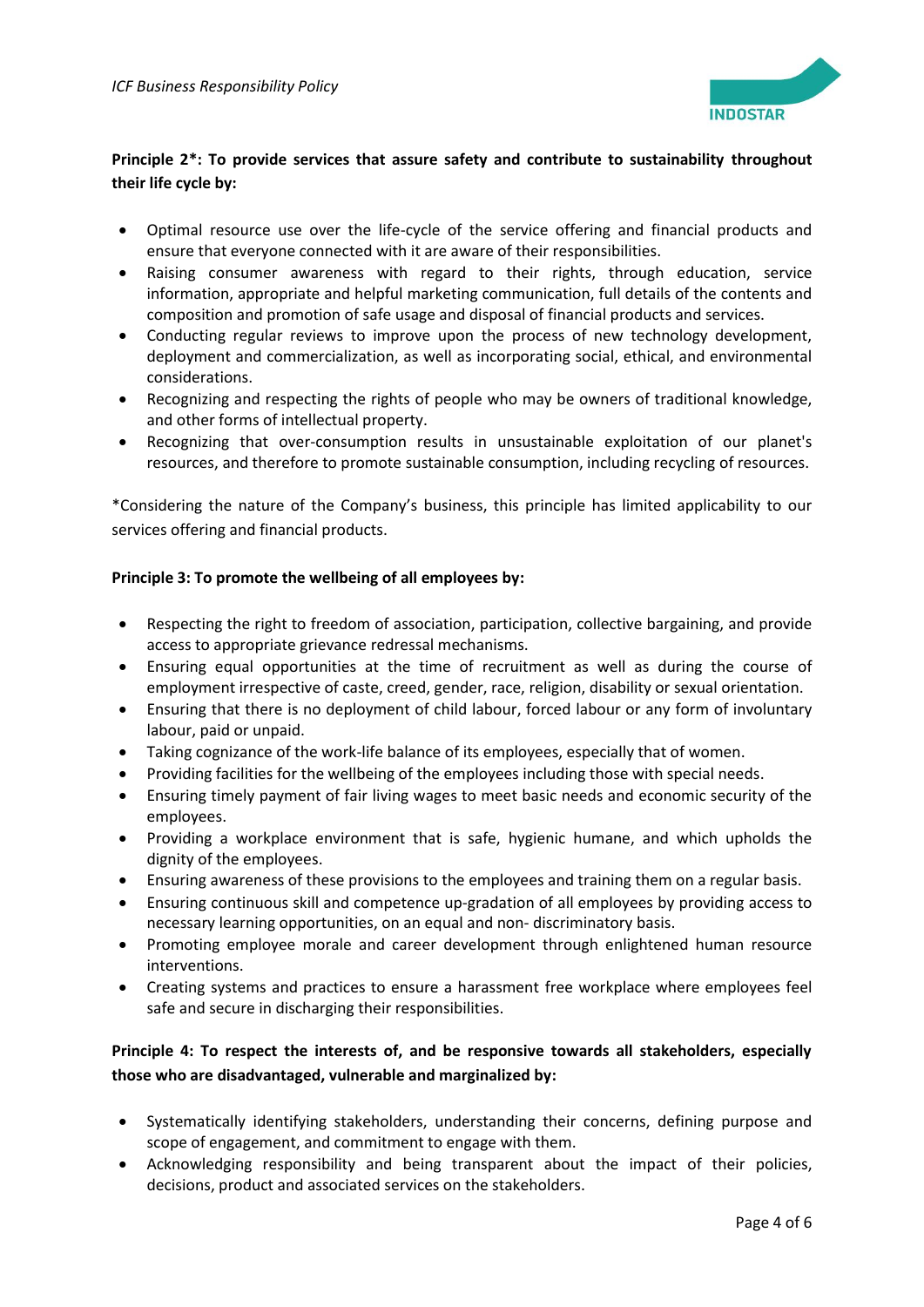**Principle 2*: To provide services that assure safety and contribute to sustainability throughout their life cycle by:**

- Optimal resource use over the life-cycle of the service offering and financial products and ensure that everyone connected with it are aware of their responsibilities.
- Raising consumer awareness with regard to their rights, through education, service information, appropriate and helpful marketing communication, full details of the contents and composition and promotion of safe usage and disposal of financial products and services.
- Conducting regular reviews to improve upon the process of new technology development, deployment and commercialization, as well as incorporating social, ethical, and environmental considerations.
- Recognizing and respecting the rights of people who may be owners of traditional knowledge, and other forms of intellectual property.
- Recognizing that over-consumption results in unsustainable exploitation of our planet's resources, and therefore to promote sustainable consumption, including recycling of resources.

*Considering the nature of the Company's business, this principle has limited applicability to our services offering and financial products.

**Principle 3: To promote the wellbeing of all employees by:**

- Respecting the right to freedom of association, participation, collective bargaining, and provide access to appropriate grievance redressal mechanisms.
- Ensuring equal opportunities at the time of recruitment as well as during the course of employment irrespective of caste, creed, gender, race, religion, disability or sexual orientation.
- Ensuring that there is no deployment of child labour, forced labour or any form of involuntary labour, paid or unpaid.
- Taking cognizance of the work-life balance of its employees, especially that of women.
- Providing facilities for the wellbeing of the employees including those with special needs.
- Ensuring timely payment of fair living wages to meet basic needs and economic security of the employees.
- Providing a workplace environment that is safe, hygienic humane, and which upholds the dignity of the employees.
- Ensuring awareness of these provisions to the employees and training them on a regular basis.
- Ensuring continuous skill and competence up-gradation of all employees by providing access to necessary learning opportunities, on an equal and non- discriminatory basis.
- Promoting employee morale and career development through enlightened human resource interventions.
- Creating systems and practices to ensure a harassment free workplace where employees feel safe and secure in discharging their responsibilities.

**Principle 4: To respect the interests of, and be responsive towards all stakeholders, especially those who are disadvantaged, vulnerable and marginalized by:**

- Systematically identifying stakeholders, understanding their concerns, defining purpose and scope of engagement, and commitment to engage with them.
- Acknowledging responsibility and being transparent about the impact of their policies, decisions, product and associated services on the stakeholders.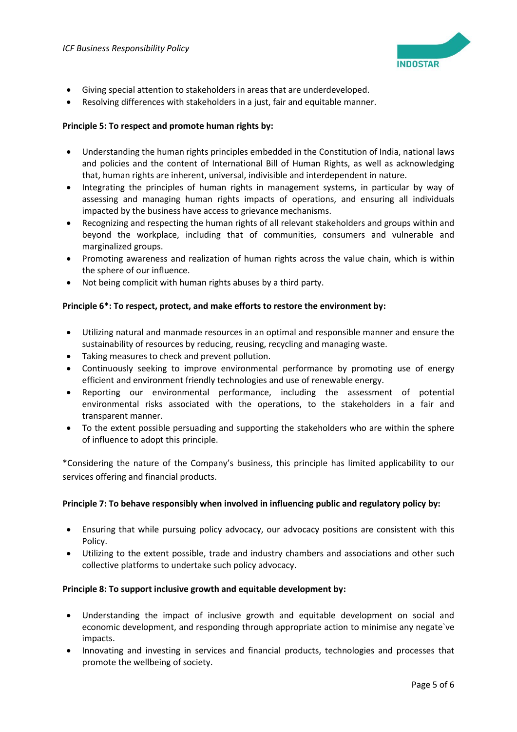- Giving special attention to stakeholders in areas that are underdeveloped.
- Resolving differences with stakeholders in a just, fair and equitable manner.

**Principle 5: To respect and promote human rights by:**

- Understanding the human rights principles embedded in the Constitution of India, national laws and policies and the content of International Bill of Human Rights, as well as acknowledging that, human rights are inherent, universal, indivisible and interdependent in nature.
- Integrating the principles of human rights in management systems, in particular by way of assessing and managing human rights impacts of operations, and ensuring all individuals impacted by the business have access to grievance mechanisms.
- Recognizing and respecting the human rights of all relevant stakeholders and groups within and beyond the workplace, including that of communities, consumers and vulnerable and marginalized groups.
- Promoting awareness and realization of human rights across the value chain, which is within the sphere of our influence.
- Not being complicit with human rights abuses by a third party.

**Principle 6*: To respect, protect, and make efforts to restore the environment by:**

- Utilizing natural and manmade resources in an optimal and responsible manner and ensure the sustainability of resources by reducing, reusing, recycling and managing waste.
- Taking measures to check and prevent pollution.
- Continuously seeking to improve environmental performance by promoting use of energy efficient and environment friendly technologies and use of renewable energy.
- Reporting our environmental performance, including the assessment of potential environmental risks associated with the operations, to the stakeholders in a fair and transparent manner.
- To the extent possible persuading and supporting the stakeholders who are within the sphere of influence to adopt this principle.

*Considering the nature of the Company's business, this principle has limited applicability to our services offering and financial products.

**Principle 7: To behave responsibly when involved in influencing public and regulatory policy by:**

- Ensuring that while pursuing policy advocacy, our advocacy positions are consistent with this Policy.
- Utilizing to the extent possible, trade and industry chambers and associations and other such collective platforms to undertake such policy advocacy.

**Principle 8: To support inclusive growth and equitable development by:**

- Understanding the impact of inclusive growth and equitable development on social and economic development, and responding through appropriate action to minimise any negate`ve impacts.
- Innovating and investing in services and financial products, technologies and processes that promote the wellbeing of society.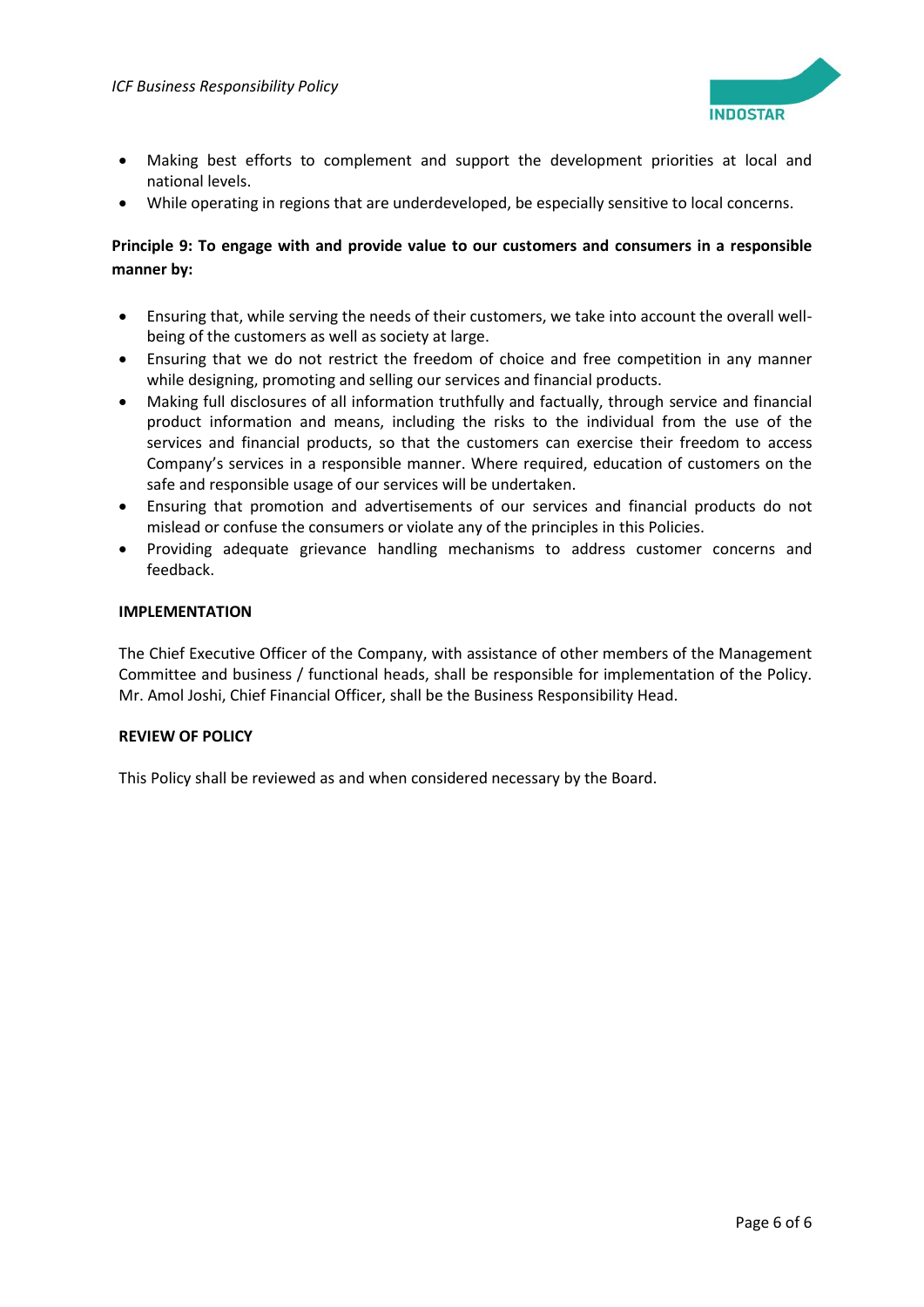- Making best efforts to complement and support the development priorities at local and national levels.
- While operating in regions that are underdeveloped, be especially sensitive to local concerns.

**Principle 9: To engage with and provide value to our customers and consumers in a responsible manner by:**

- Ensuring that, while serving the needs of their customers, we take into account the overall well-being of the customers as well as society at large.
- Ensuring that we do not restrict the freedom of choice and free competition in any manner while designing, promoting and selling our services and financial products.
- Making full disclosures of all information truthfully and factually, through service and financial product information and means, including the risks to the individual from the use of the services and financial products, so that the customers can exercise their freedom to access Company's services in a responsible manner. Where required, education of customers on the safe and responsible usage of our services will be undertaken.
- Ensuring that promotion and advertisements of our services and financial products do not mislead or confuse the consumers or violate any of the principles in this Policies.
- Providing adequate grievance handling mechanisms to address customer concerns and feedback.

**IMPLEMENTATION**

The Chief Executive Officer of the Company, with assistance of other members of the Management Committee and business / functional heads, shall be responsible for implementation of the Policy. Mr. Amol Joshi, Chief Financial Officer, shall be the Business Responsibility Head.

**REVIEW OF POLICY**

This Policy shall be reviewed as and when considered necessary by the Board.